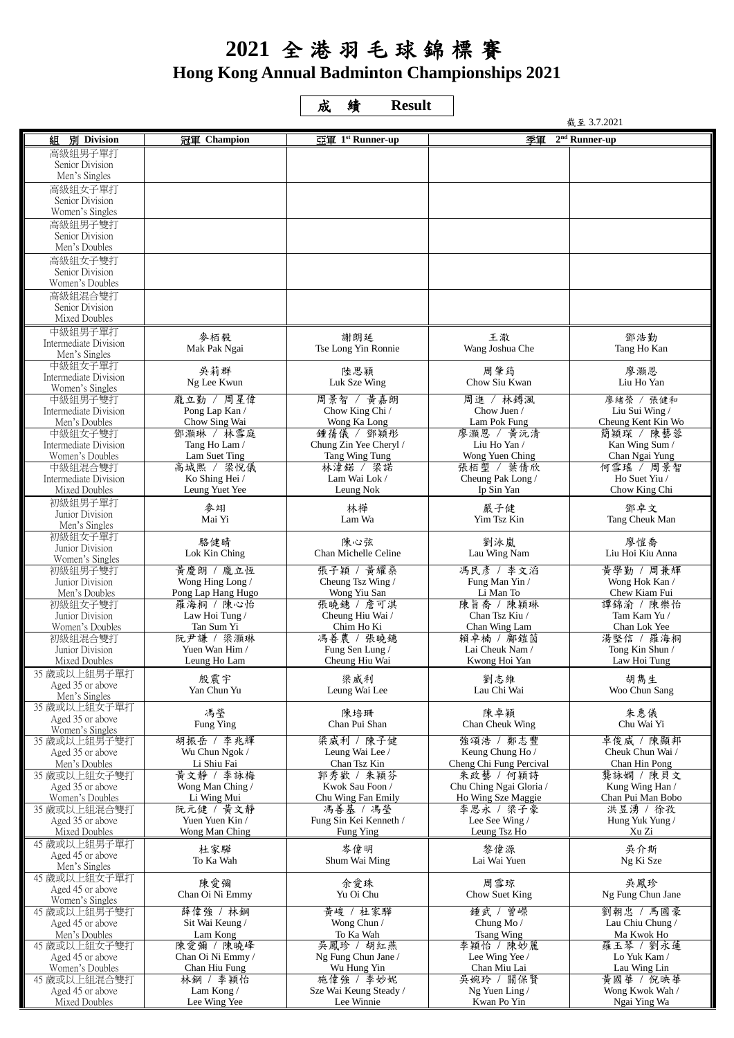# 2021 全港羽毛球錦標賽

## Hong Kong Annual Badminton Championships 2021

**成績 Result**

截至 3.7.2021

| 組別 Division | 冠軍 Champion | 亞軍 1st Runner-up | 季軍 2nd Runner-up | |
|---|---|---|---|---|
| 高級組男子單打 Senior Division Men's Singles | | | | |
| 高級組女子單打 Senior Division Women's Singles | | | | |
| 高級組男子雙打 Senior Division Men's Doubles | | | | |
| 高級組女子雙打 Senior Division Women's Doubles | | | | |
| 高級組混合雙打 Senior Division Mixed Doubles | | | | |
| 中級組男子單打 Intermediate Division Men's Singles | 麥栢毅 Mak Pak Ngai | 謝朗延 Tse Long Yin Ronnie | 王澈 Wang Joshua Che | 鄧浩勤 Tang Ho Kan |
| 中級組女子單打 Intermediate Division Women's Singles | 吳莉群 Ng Lee Kwun | 陸思穎 Luk Sze Wing | 周肇筠 Chow Siu Kwan | 廖灝恩 Liu Ho Yan |
| 中級組男子雙打 Intermediate Division Men's Doubles | 龐立勤 / 周星偉 Pong Lap Kan / Chow Sing Wai | 周景智 / 黃嘉朗 Chow King Chi / Wong Ka Long | 周進 / 林鏄渢 Chow Juen / Lam Pok Fung | 廖緒榮 / 張健和 Liu Sui Wing / Cheung Kent Kin Wo |
| 中級組女子雙打 Intermediate Division Women's Doubles | 鄧灝琳 / 林雪庭 Tang Ho Lam / Lam Suet Ting | 鍾蒨儀 / 鄧穎彤 Chung Zin Yee Cheryl / Tang Wing Tung | 廖灝恩 / 黃沅清 Liu Ho Yan / Wong Yuen Ching | 簡穎琛 / 陳藝蓉 Kan Wing Sum / Chan Ngai Yung |
| 中級組混合雙打 Intermediate Division Mixed Doubles | 高城熙 / 梁悅儀 Ko Shing Hei / Leung Yuet Yee | 林湋鍩 / 梁諾 Lam Wai Lok / Leung Nok | 張栢塱 / 葉倩欣 Cheung Pak Long / Ip Sin Yan | 何雪瑤 / 周景智 Ho Suet Yiu / Chow King Chi |
| 初級組男子單打 Junior Division Men's Singles | 麥翊 Mai Yi | 林樺 Lam Wa | 嚴子健 Yim Tsz Kin | 鄧卓文 Tang Cheuk Man |
| 初級組女子單打 Junior Division Women's Singles | 駱健晴 Lok Kin Ching | 陳心弦 Chan Michelle Celine | 劉泳嵐 Lau Wing Nam | 廖愷喬 Liu Hoi Kiu Anna |
| 初級組男子雙打 Junior Division Men's Doubles | 黃慶朗 / 龐立恆 Wong Hing Long / Pong Lap Hang Hugo | 張子穎 / 黃耀燊 Cheung Tsz Wing / Wong Yiu San | 馮民彥 / 李文滔 Fung Man Yin / Li Man To | 黃學勤 / 周兼輝 Wong Hok Kan / Chew Kiam Fui |
| 初級組女子雙打 Junior Division Women's Doubles | 羅海桐 / 陳心怡 Law Hoi Tung / Tan Sum Yi | 張曉慧 / 詹可淇 Cheung Hiu Wai / Chim Ho Ki | 陳旨喬 / 陳穎琳 Chan Tsz Kiu / Chan Wing Lam | 譚錦渝 / 陳樂怡 Tam Kam Yu / Chan Lok Yee |
| 初級組混合雙打 Junior Division Mixed Doubles | 阮尹謙 / 梁灝琳 Yuen Wan Him / Leung Ho Lam | 馮善農 / 張曉慧 Fung Sen Lung / Cheung Hiu Wai | 賴卓楠 / 鄺鎧茵 Lai Cheuk Nam / Kwong Hoi Yan | 湯堅信 / 羅海桐 Tong Kin Shun / Law Hoi Tung |
| 35 歲或以上組男子單打 Aged 35 or above Men's Singles | 殷震宇 Yan Chun Yu | 梁威利 Leung Wai Lee | 劉志維 Lau Chi Wai | 胡雋生 Woo Chun Sang |
| 35 歲或以上組女子單打 Aged 35 or above Women's Singles | 馮瑩 Fung Ying | 陳培珊 Chan Pui Shan | 陳卓穎 Chan Cheuk Wing | 朱惠儀 Chu Wai Yi |
| 35 歲或以上組男子雙打 Aged 35 or above Men's Doubles | 胡振岳 / 李兆輝 Wu Chun Ngok / Li Shiu Fai | 梁威利 / 陳子健 Leung Wai Lee / Chan Tsz Kin | 強頌浩 / 鄭志豐 Keung Chung Ho / Cheng Chi Fung Percival | 卓俊威 / 陳顯邦 Cheuk Chun Wai / Chan Hin Pong |
| 35 歲或以上組女子雙打 Aged 35 or above Women's Doubles | 黃文靜 / 李詠梅 Wong Man Ching / Li Wing Mui | 郭秀歡 / 朱穎芬 Kwok Sau Foon / Chu Wing Fan Emily | 朱政藝 / 何穎詩 Chu Ching Ngai Gloria / Ho Wing Sze Maggie | 龔詠嫻 / 陳貝文 Kung Wing Han / Chan Pui Man Bobo |
| 35 歲或以上組混合雙打 Aged 35 or above Mixed Doubles | 阮元健 / 黃文靜 Yuen Yuen Kin / Wong Man Ching | 馮善基 / 馮瑩 Fung Sin Kei Kenneth / Fung Ying | 李思永 / 梁子豪 Lee See Wing / Leung Tsz Ho | 洪昱湧 / 徐孜 Hung Yuk Yung / Xu Zi |
| 45 歲或以上組男子單打 Aged 45 or above Men's Singles | 杜家驊 To Ka Wah | 岑偉明 Shum Wai Ming | 黎偉源 Lai Wai Yuen | 吳介斯 Ng Ki Sze |
| 45 歲或以上組女子單打 Aged 45 or above Women's Singles | 陳愛彌 Chan Oi Ni Emmy | 余愛珠 Yu Oi Chu | 周雪琼 Chow Suet King | 吳鳳珍 Ng Fung Chun Jane |
| 45 歲或以上組男子雙打 Aged 45 or above Men's Doubles | 薛偉強 / 林鋼 Sit Wai Keung / Lam Kong | 黃峻 / 杜家驊 Wong Chun / To Ka Wah | 鍾武 / 曾嶸 Chung Mo / Tsang Wing | 劉朝忠 / 馬國豪 Lau Chiu Chung / Ma Kwok Ho |
| 45 歲或以上組女子雙打 Aged 45 or above Women's Doubles | 陳愛彌 / 陳曉峰 Chan Oi Ni Emmy / Chan Hiu Fung | 吳鳳珍 / 胡紅燕 Ng Fung Chun Jane / Wu Hung Yin | 李穎怡 / 陳妙麗 Lee Wing Yee / Chan Miu Lai | 羅玉琴 / 劉永蓮 Lo Yuk Kam / Lau Wing Lin |
| 45 歲或以上組混合雙打 Aged 45 or above Mixed Doubles | 林鋼 / 李穎怡 Lam Kong / Lee Wing Yee | 施偉強 / 李妙妮 Sze Wai Keung Steady / Lee Winnie | 吳婉玲 / 關保賢 Ng Yuen Ling / Kwan Po Yin | 黃國華 / 倪映華 Wong Kwok Wah / Ngai Ying Wa |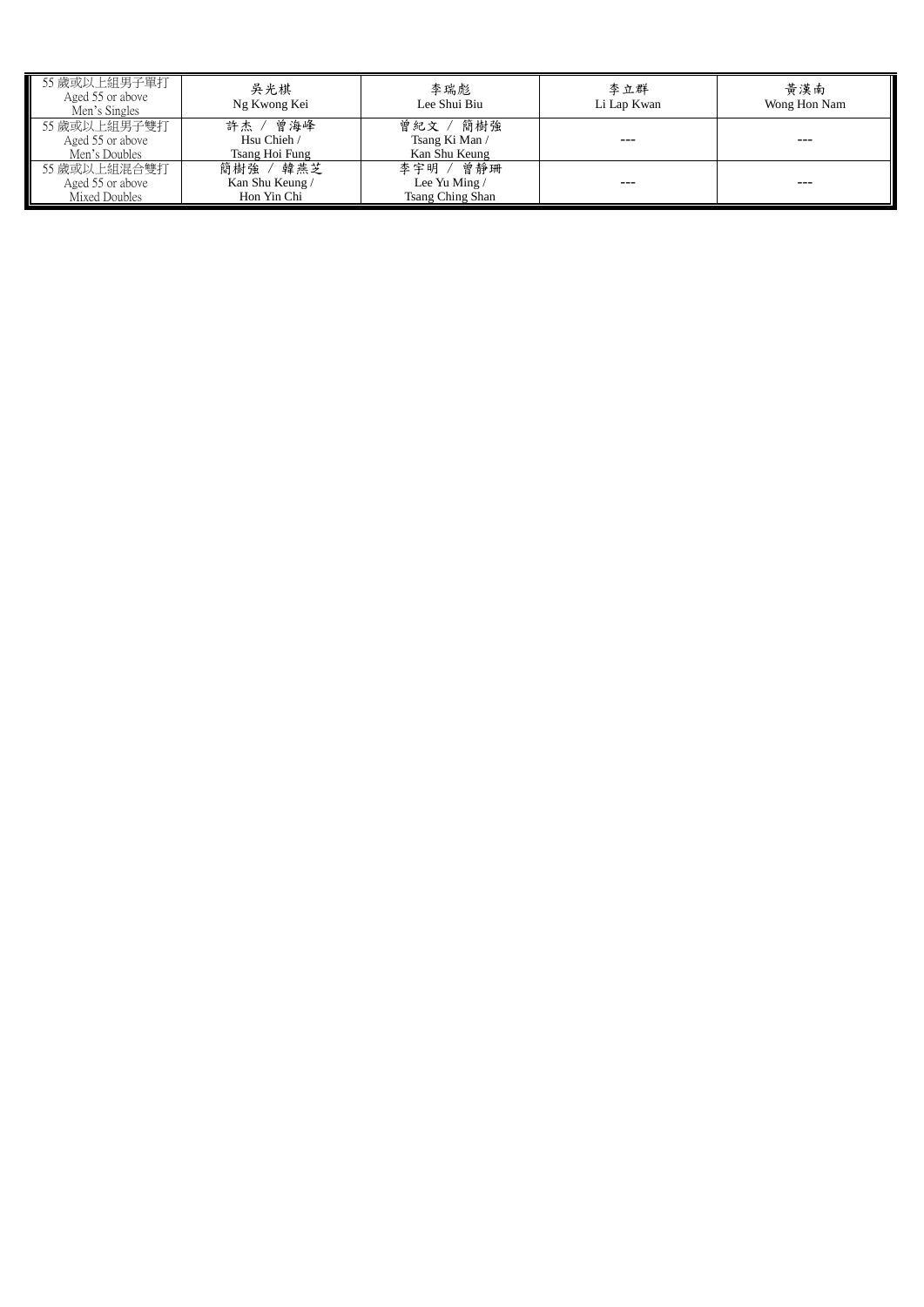| | | | | |
|---|---|---|---|---|
| 55 歲或以上組男子單打<br>Aged 55 or above<br>Men's Singles | 吳光棋<br>Ng Kwong Kei | 李瑞彪<br>Lee Shui Biu | 李立群<br>Li Lap Kwan | 黃漢南<br>Wong Hon Nam |
| 55 歲或以上組男子雙打<br>Aged 55 or above<br>Men's Doubles | 許杰 / 曾海峰<br>Hsu Chieh /<br>Tsang Hoi Fung | 曾紀文 / 簡樹強<br>Tsang Ki Man /<br>Kan Shu Keung | --- | --- |
| 55 歲或以上組混合雙打<br>Aged 55 or above<br>Mixed Doubles | 簡樹強 / 韓燕芝<br>Kan Shu Keung /<br>Hon Yin Chi | 李宇明 / 曾靜珊<br>Lee Yu Ming /<br>Tsang Ching Shan | --- | --- |